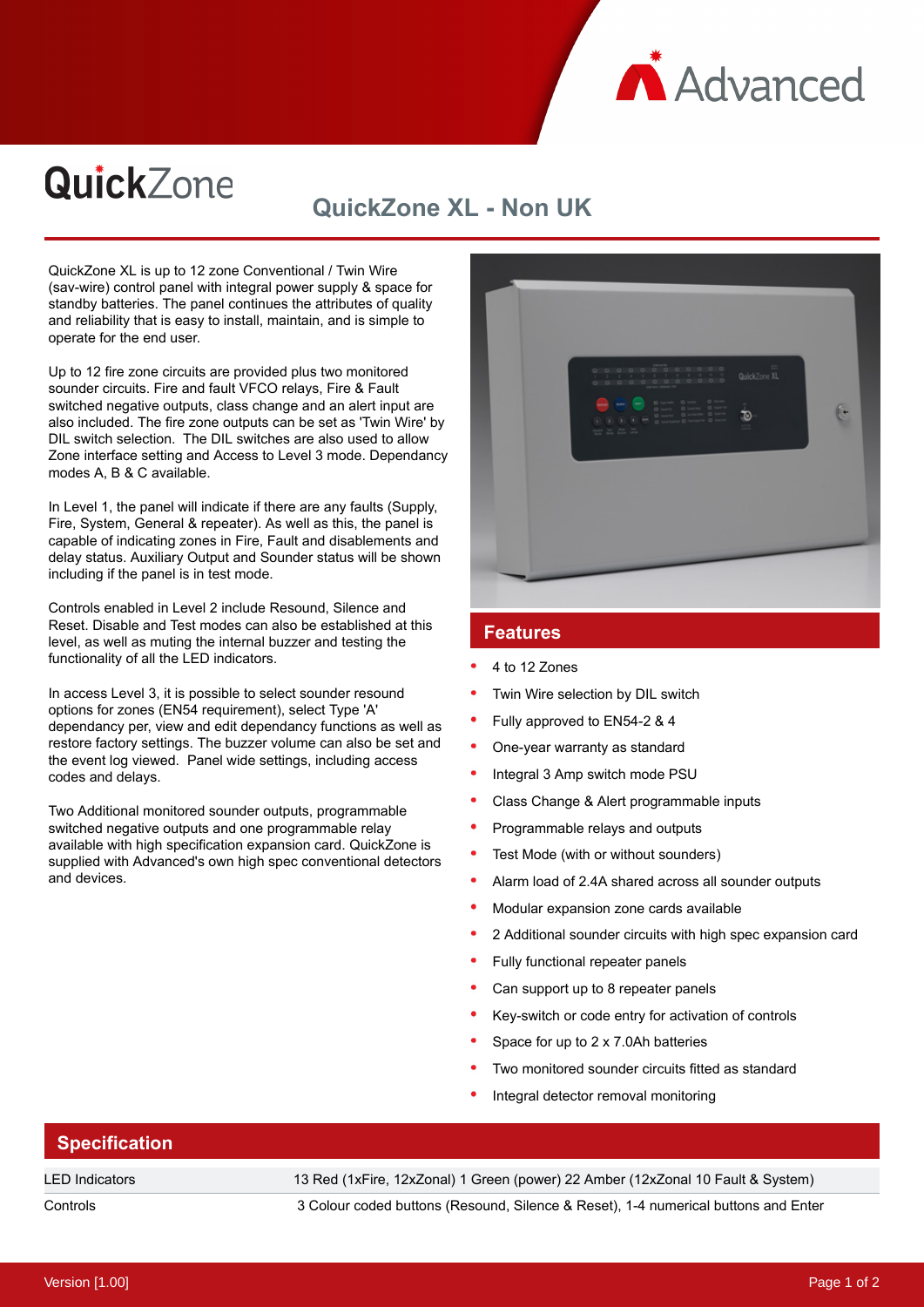# QuickZone

## QuickZone XL - Non UK

QuickZone XL is up to 12 zone Conventional / Twin Wire (sav-wire) control panel with integral power supply & space for standby batteries. The panel continues the attributes of quality and reliability that is easy to install, maintain, and is simple to operate for the end user.

Up to 12 fire zone circuits are provided plus two monitored sounder circuits. Fire and fault VFCO relays, Fire & Fault switched negative outputs, class change and an alert input are also included. The fire zone outputs can be set as 'Twin Wire' by DIL switch selection. The DIL switches are also used to allow Zone interface setting and Access to Level 3 mode. Dependancy modes A, B & C available.

In Level 1, the panel will indicate if there are any faults (Supply, Fire, System, General & repeater). As well as this, the panel is capable of indicating zones in Fire, Fault and disablements and delay status. Auxiliary Output and Sounder status will be shown including if the panel is in test mode.

Controls enabled in Level 2 include Resound, Silence and Reset. Disable and Test modes can also be established at this level, as well as muting the internal buzzer and testing the functionality of all the LED indicators.

In access Level 3, it is possible to select sounder resound options for zones (EN54 requirement), select Type 'A' dependancy per, view and edit dependancy functions as well as restore factory settings. The buzzer volume can also be set and the event log viewed. Panel wide settings, including access codes and delays.

Two Additional monitored sounder outputs, programmable switched negative outputs and one programmable relay available with high specification expansion card. QuickZone is supplied with Advanced's own high spec conventional detectors and devices.

## Features

- 4 to 12 Zones
- Twin Wire selection by DIL switch
- Fully approved to EN54-2 & 4
- One-year warranty as standard
- Integral 3 Amp switch mode PSU
- Class Change & Alert programmable inputs
- Programmable relays and outputs
- Test Mode (with or without sounders)
- Alarm load of 2.4A shared across all sounder outputs
- Modular expansion zone cards available
- 2 Additional sounder circuits with high spec expansion card
- Fully functional repeater panels
- Can support up to 8 repeater panels
- Key-switch or code entry for activation of controls
- Space for up to 2 x 7.0Ah batteries
- Two monitored sounder circuits fitted as standard
- Integral detector removal monitoring

## Specification

| | |
|---|---|
| LED Indicators | 13 Red (1xFire, 12xZonal) 1 Green (power) 22 Amber (12xZonal 10 Fault & System) |
| Controls | 3 Colour coded buttons (Resound, Silence & Reset), 1-4 numerical buttons and Enter |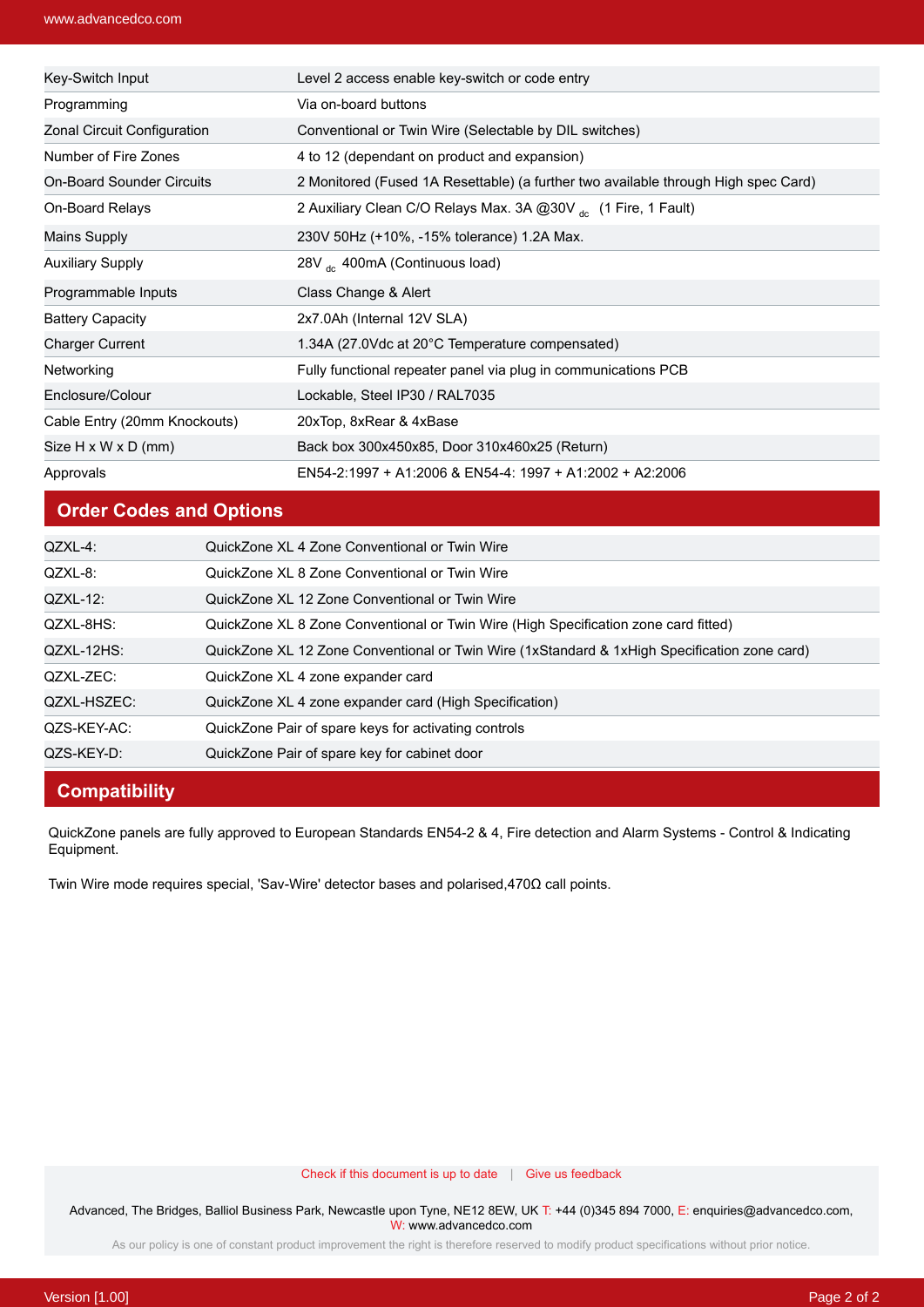| | |
|---|---|
| Key-Switch Input | Level 2 access enable key-switch or code entry |
| Programming | Via on-board buttons |
| Zonal Circuit Configuration | Conventional or Twin Wire (Selectable by DIL switches) |
| Number of Fire Zones | 4 to 12 (dependant on product and expansion) |
| On-Board Sounder Circuits | 2 Monitored (Fused 1A Resettable) (a further two available through High spec Card) |
| On-Board Relays | 2 Auxiliary Clean C/O Relays Max. 3A @30$V_{dc}$ (1 Fire, 1 Fault) |
| Mains Supply | 230V 50Hz (+10%, -15% tolerance) 1.2A Max. |
| Auxiliary Supply | 28$V_{dc}$ 400mA (Continuous load) |
| Programmable Inputs | Class Change & Alert |
| Battery Capacity | 2x7.0Ah (Internal 12V SLA) |
| Charger Current | 1.34A (27.0Vdc at 20°C Temperature compensated) |
| Networking | Fully functional repeater panel via plug in communications PCB |
| Enclosure/Colour | Lockable, Steel IP30 / RAL7035 |
| Cable Entry (20mm Knockouts) | 20xTop, 8xRear & 4xBase |
| Size H x W x D (mm) | Back box 300x450x85, Door 310x460x25 (Return) |
| Approvals | EN54-2:1997 + A1:2006 & EN54-4: 1997 + A1:2002 + A2:2006 |

## Order Codes and Options

| | |
|---|---|
| QZXL-4: | QuickZone XL 4 Zone Conventional or Twin Wire |
| QZXL-8: | QuickZone XL 8 Zone Conventional or Twin Wire |
| QZXL-12: | QuickZone XL 12 Zone Conventional or Twin Wire |
| QZXL-8HS: | QuickZone XL 8 Zone Conventional or Twin Wire (High Specification zone card fitted) |
| QZXL-12HS: | QuickZone XL 12 Zone Conventional or Twin Wire (1xStandard & 1xHigh Specification zone card) |
| QZXL-ZEC: | QuickZone XL 4 zone expander card |
| QZXL-HSZEC: | QuickZone XL 4 zone expander card (High Specification) |
| QZS-KEY-AC: | QuickZone Pair of spare keys for activating controls |
| QZS-KEY-D: | QuickZone Pair of spare key for cabinet door |

## Compatibility

QuickZone panels are fully approved to European Standards EN54-2 & 4, Fire detection and Alarm Systems - Control & Indicating Equipment.

Twin Wire mode requires special, 'Sav-Wire' detector bases and polarised,470Ω call points.

Check if this document is up to date | Give us feedback

Advanced, The Bridges, Balliol Business Park, Newcastle upon Tyne, NE12 8EW, UK T: +44 (0)345 894 7000, E: enquiries@advancedco.com, W: www.advancedco.com

As our policy is one of constant product improvement the right is therefore reserved to modify product specifications without prior notice.

Version [1.00]